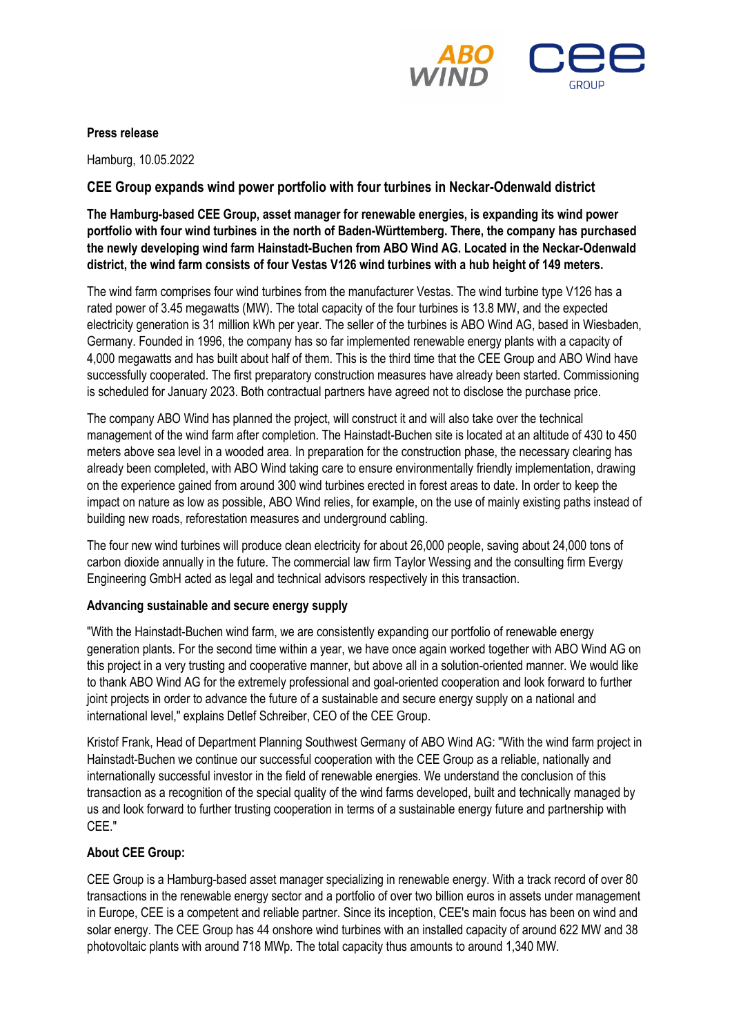**Press release**

Hamburg, 10.05.2022

## CEE Group expands wind power portfolio with four turbines in Neckar-Odenwald district

**The Hamburg-based CEE Group, asset manager for renewable energies, is expanding its wind power portfolio with four wind turbines in the north of Baden-Württemberg. There, the company has purchased the newly developing wind farm Hainstadt-Buchen from ABO Wind AG. Located in the Neckar-Odenwald district, the wind farm consists of four Vestas V126 wind turbines with a hub height of 149 meters.**

The wind farm comprises four wind turbines from the manufacturer Vestas. The wind turbine type V126 has a rated power of 3.45 megawatts (MW). The total capacity of the four turbines is 13.8 MW, and the expected electricity generation is 31 million kWh per year. The seller of the turbines is ABO Wind AG, based in Wiesbaden, Germany. Founded in 1996, the company has so far implemented renewable energy plants with a capacity of 4,000 megawatts and has built about half of them. This is the third time that the CEE Group and ABO Wind have successfully cooperated. The first preparatory construction measures have already been started. Commissioning is scheduled for January 2023. Both contractual partners have agreed not to disclose the purchase price.

The company ABO Wind has planned the project, will construct it and will also take over the technical management of the wind farm after completion. The Hainstadt-Buchen site is located at an altitude of 430 to 450 meters above sea level in a wooded area. In preparation for the construction phase, the necessary clearing has already been completed, with ABO Wind taking care to ensure environmentally friendly implementation, drawing on the experience gained from around 300 wind turbines erected in forest areas to date. In order to keep the impact on nature as low as possible, ABO Wind relies, for example, on the use of mainly existing paths instead of building new roads, reforestation measures and underground cabling.

The four new wind turbines will produce clean electricity for about 26,000 people, saving about 24,000 tons of carbon dioxide annually in the future. The commercial law firm Taylor Wessing and the consulting firm Evergy Engineering GmbH acted as legal and technical advisors respectively in this transaction.

### Advancing sustainable and secure energy supply

"With the Hainstadt-Buchen wind farm, we are consistently expanding our portfolio of renewable energy generation plants. For the second time within a year, we have once again worked together with ABO Wind AG on this project in a very trusting and cooperative manner, but above all in a solution-oriented manner. We would like to thank ABO Wind AG for the extremely professional and goal-oriented cooperation and look forward to further joint projects in order to advance the future of a sustainable and secure energy supply on a national and international level," explains Detlef Schreiber, CEO of the CEE Group.

Kristof Frank, Head of Department Planning Southwest Germany of ABO Wind AG: "With the wind farm project in Hainstadt-Buchen we continue our successful cooperation with the CEE Group as a reliable, nationally and internationally successful investor in the field of renewable energies. We understand the conclusion of this transaction as a recognition of the special quality of the wind farms developed, built and technically managed by us and look forward to further trusting cooperation in terms of a sustainable energy future and partnership with CEE."

### About CEE Group:

CEE Group is a Hamburg-based asset manager specializing in renewable energy. With a track record of over 80 transactions in the renewable energy sector and a portfolio of over two billion euros in assets under management in Europe, CEE is a competent and reliable partner. Since its inception, CEE's main focus has been on wind and solar energy. The CEE Group has 44 onshore wind turbines with an installed capacity of around 622 MW and 38 photovoltaic plants with around 718 MWp. The total capacity thus amounts to around 1,340 MW.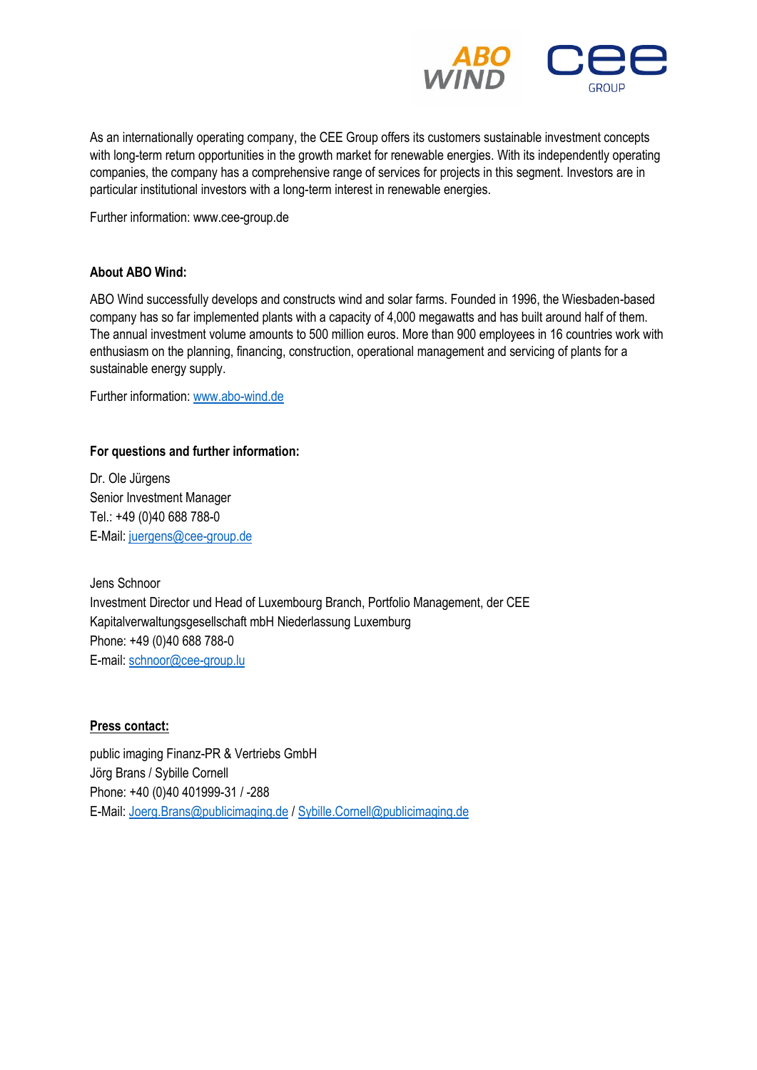As an internationally operating company, the CEE Group offers its customers sustainable investment concepts with long-term return opportunities in the growth market for renewable energies. With its independently operating companies, the company has a comprehensive range of services for projects in this segment. Investors are in particular institutional investors with a long-term interest in renewable energies.

Further information: www.cee-group.de

**About ABO Wind:**

ABO Wind successfully develops and constructs wind and solar farms. Founded in 1996, the Wiesbaden-based company has so far implemented plants with a capacity of 4,000 megawatts and has built around half of them. The annual investment volume amounts to 500 million euros. More than 900 employees in 16 countries work with enthusiasm on the planning, financing, construction, operational management and servicing of plants for a sustainable energy supply.

Further information: www.abo-wind.de

**For questions and further information:**

Dr. Ole Jürgens
Senior Investment Manager
Tel.: +49 (0)40 688 788-0
E-Mail: juergens@cee-group.de

Jens Schnoor
Investment Director und Head of Luxembourg Branch, Portfolio Management, der CEE Kapitalverwaltungsgesellschaft mbH Niederlassung Luxemburg
Phone: +49 (0)40 688 788-0
E-mail: schnoor@cee-group.lu

**Press contact:**

public imaging Finanz-PR & Vertriebs GmbH
Jörg Brans / Sybille Cornell
Phone: +40 (0)40 401999-31 / -288
E-Mail: Joerg.Brans@publicimaging.de / Sybille.Cornell@publicimaging.de